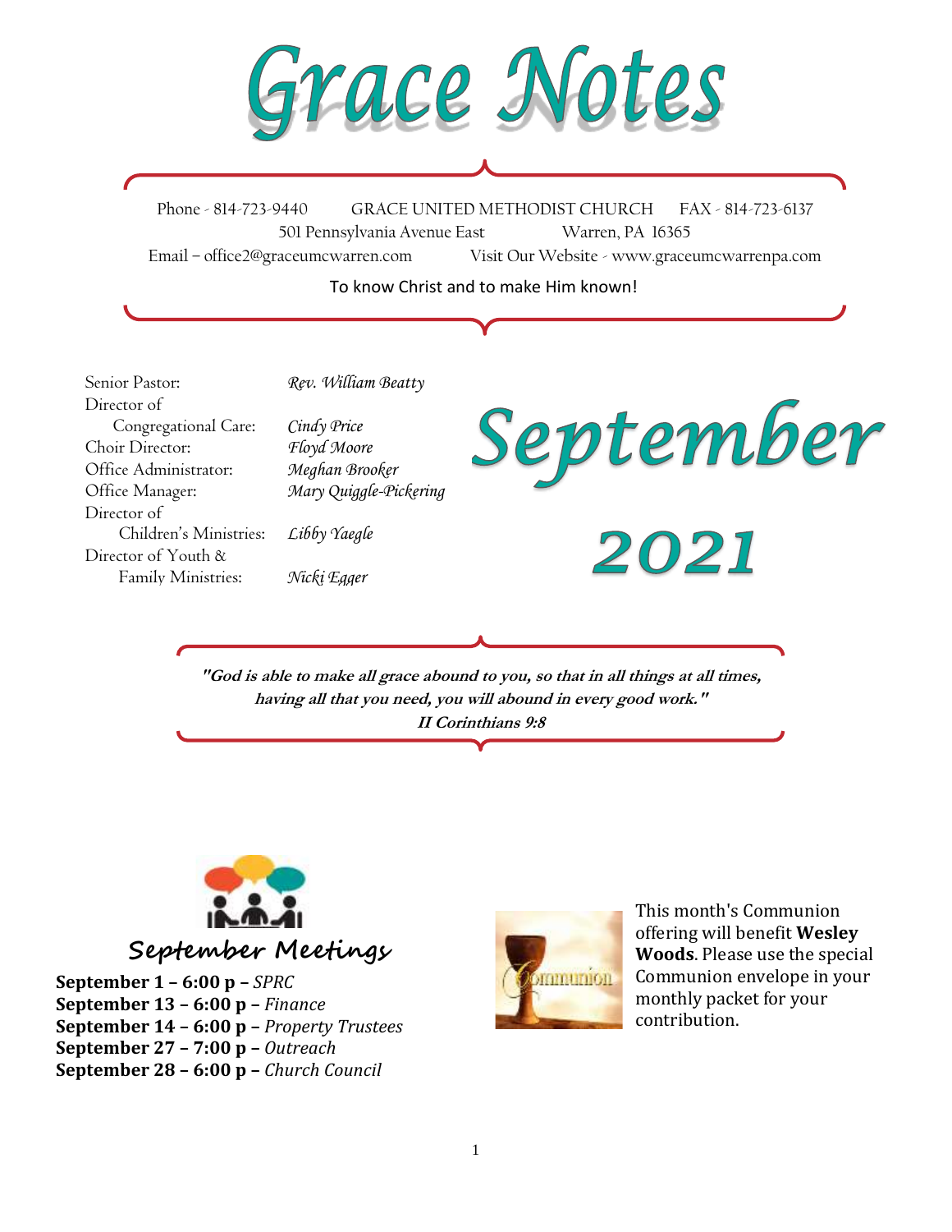# Grace Notes

Phone - 814-723-9440 GRACE UNITED METHODIST CHURCH FAX - 814-723-6137
501 Pennsylvania Avenue East Warren, PA 16365
Email – office2@graceumcwarren.com Visit Our Website - www.graceumcwarrenpa.com

To know Christ and to make Him known!

| | |
|---|---|
| Senior Pastor: | *Rev. William Beatty* |
| Director of Congregational Care: | *Cindy Price* |
| Choir Director: | *Floyd Moore* |
| Office Administrator: | *Meghan Brooker* |
| Office Manager: | *Mary Quiggle-Pickering* |
| Director of Children's Ministries: | *Libby Yaegle* |
| Director of Youth & Family Ministries: | *Nicki Egger* |

# September 2021

***"God is able to make all grace abound to you, so that in all things at all times, having all that you need, you will abound in every good work."***
***II Corinthians 9:8***

## September Meetings

**September 1 – 6:00 p –** *SPRC*
**September 13 – 6:00 p –** *Finance*
**September 14 – 6:00 p –** *Property Trustees*
**September 27 – 7:00 p –** *Outreach*
**September 28 – 6:00 p –** *Church Council*

This month's Communion offering will benefit **Wesley Woods**. Please use the special Communion envelope in your monthly packet for your contribution.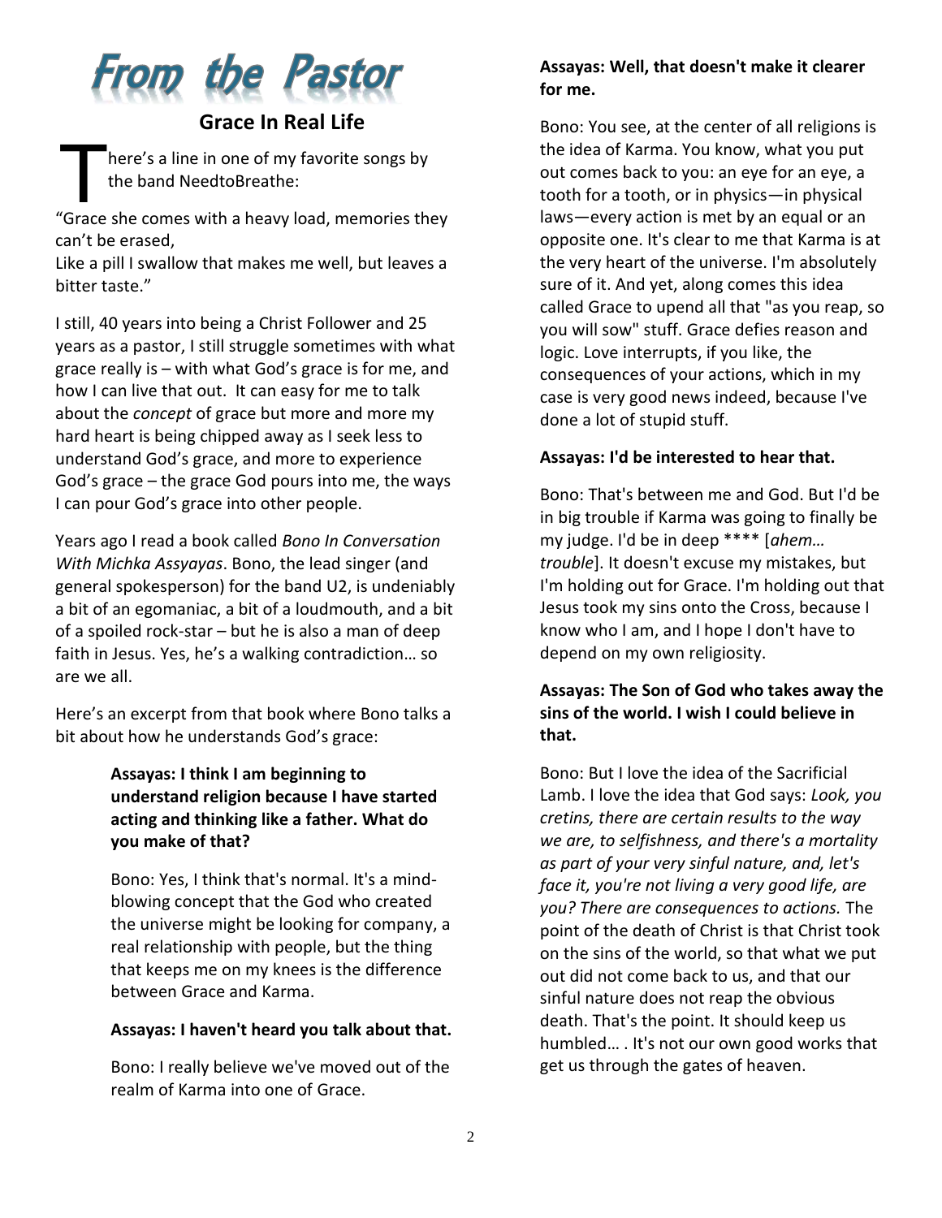# From the Pastor

## Grace In Real Life

There's a line in one of my favorite songs by the band NeedtoBreathe:

"Grace she comes with a heavy load, memories they can't be erased,
Like a pill I swallow that makes me well, but leaves a bitter taste."

I still, 40 years into being a Christ Follower and 25 years as a pastor, I still struggle sometimes with what grace really is – with what God's grace is for me, and how I can live that out. It can easy for me to talk about the *concept* of grace but more and more my hard heart is being chipped away as I seek less to understand God's grace, and more to experience God's grace – the grace God pours into me, the ways I can pour God's grace into other people.

Years ago I read a book called *Bono In Conversation With Michka Assyayas*. Bono, the lead singer (and general spokesperson) for the band U2, is undeniably a bit of an egomaniac, a bit of a loudmouth, and a bit of a spoiled rock-star – but he is also a man of deep faith in Jesus. Yes, he's a walking contradiction… so are we all.

Here's an excerpt from that book where Bono talks a bit about how he understands God's grace:

> **Assayas: I think I am beginning to understand religion because I have started acting and thinking like a father. What do you make of that?**
>
> Bono: Yes, I think that's normal. It's a mind-blowing concept that the God who created the universe might be looking for company, a real relationship with people, but the thing that keeps me on my knees is the difference between Grace and Karma.
>
> **Assayas: I haven't heard you talk about that.**
>
> Bono: I really believe we've moved out of the realm of Karma into one of Grace.
>
> **Assayas: Well, that doesn't make it clearer for me.**
>
> Bono: You see, at the center of all religions is the idea of Karma. You know, what you put out comes back to you: an eye for an eye, a tooth for a tooth, or in physics—in physical laws—every action is met by an equal or an opposite one. It's clear to me that Karma is at the very heart of the universe. I'm absolutely sure of it. And yet, along comes this idea called Grace to upend all that "as you reap, so you will sow" stuff. Grace defies reason and logic. Love interrupts, if you like, the consequences of your actions, which in my case is very good news indeed, because I've done a lot of stupid stuff.
>
> **Assayas: I'd be interested to hear that.**
>
> Bono: That's between me and God. But I'd be in big trouble if Karma was going to finally be my judge. I'd be in deep **** [*ahem… trouble*]. It doesn't excuse my mistakes, but I'm holding out for Grace. I'm holding out that Jesus took my sins onto the Cross, because I know who I am, and I hope I don't have to depend on my own religiosity.
>
> **Assayas: The Son of God who takes away the sins of the world. I wish I could believe in that.**
>
> Bono: But I love the idea of the Sacrificial Lamb. I love the idea that God says: *Look, you cretins, there are certain results to the way we are, to selfishness, and there's a mortality as part of your very sinful nature, and, let's face it, you're not living a very good life, are you? There are consequences to actions.* The point of the death of Christ is that Christ took on the sins of the world, so that what we put out did not come back to us, and that our sinful nature does not reap the obvious death. That's the point. It should keep us humbled… . It's not our own good works that get us through the gates of heaven.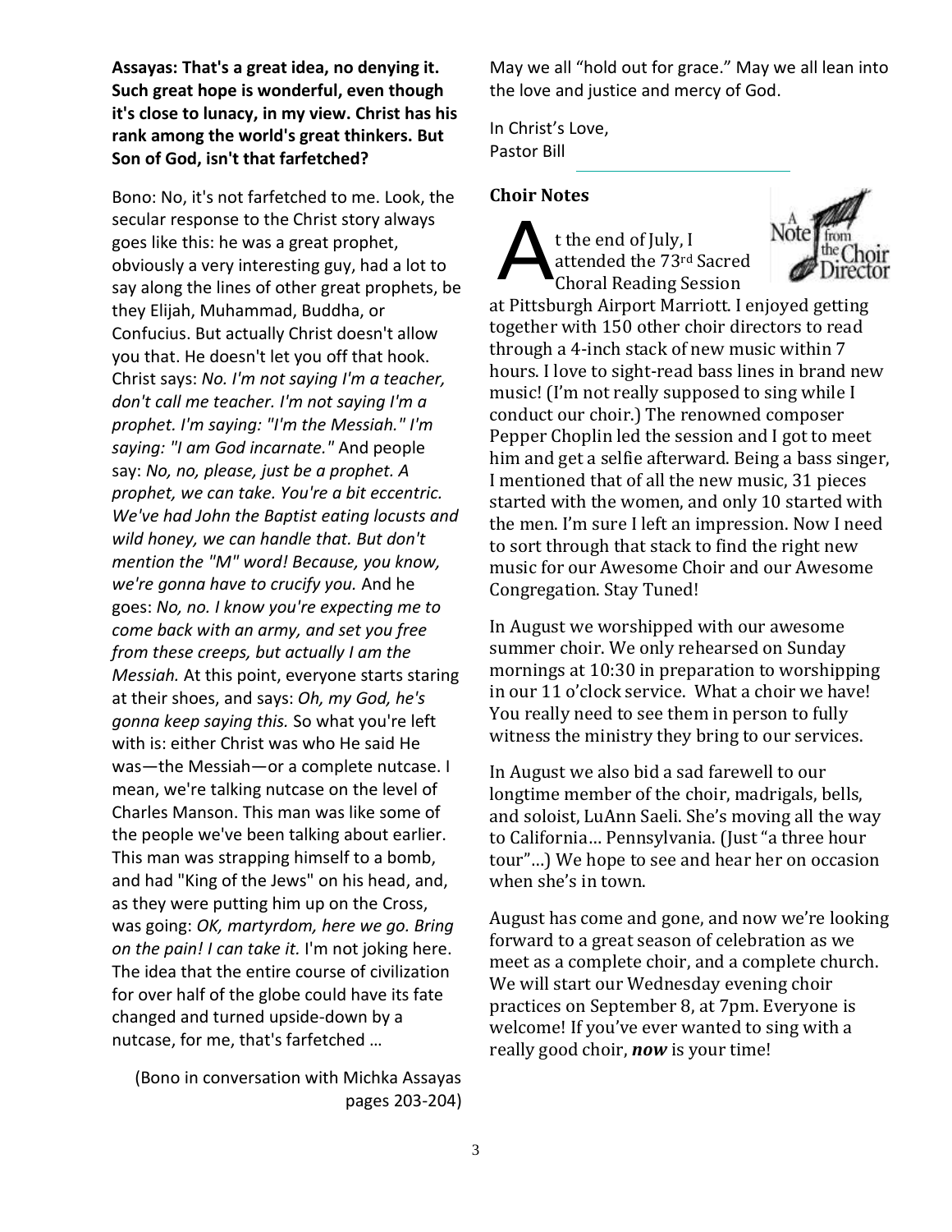**Assayas: That's a great idea, no denying it. Such great hope is wonderful, even though it's close to lunacy, in my view. Christ has his rank among the world's great thinkers. But Son of God, isn't that farfetched?**

Bono: No, it's not farfetched to me. Look, the secular response to the Christ story always goes like this: he was a great prophet, obviously a very interesting guy, had a lot to say along the lines of other great prophets, be they Elijah, Muhammad, Buddha, or Confucius. But actually Christ doesn't allow you that. He doesn't let you off that hook. Christ says: *No. I'm not saying I'm a teacher, don't call me teacher. I'm not saying I'm a prophet. I'm saying: "I'm the Messiah." I'm saying: "I am God incarnate."* And people say: *No, no, please, just be a prophet. A prophet, we can take. You're a bit eccentric. We've had John the Baptist eating locusts and wild honey, we can handle that. But don't mention the "M" word! Because, you know, we're gonna have to crucify you.* And he goes: *No, no. I know you're expecting me to come back with an army, and set you free from these creeps, but actually I am the Messiah.* At this point, everyone starts staring at their shoes, and says: *Oh, my God, he's gonna keep saying this.* So what you're left with is: either Christ was who He said He was—the Messiah—or a complete nutcase. I mean, we're talking nutcase on the level of Charles Manson. This man was like some of the people we've been talking about earlier. This man was strapping himself to a bomb, and had "King of the Jews" on his head, and, as they were putting him up on the Cross, was going: *OK, martyrdom, here we go. Bring on the pain! I can take it.* I'm not joking here. The idea that the entire course of civilization for over half of the globe could have its fate changed and turned upside-down by a nutcase, for me, that's farfetched …

(Bono in conversation with Michka Assayas pages 203-204)

May we all "hold out for grace." May we all lean into the love and justice and mercy of God.

In Christ's Love,
Pastor Bill

## Choir Notes

At the end of July, I attended the 73rd Sacred Choral Reading Session at Pittsburgh Airport Marriott. I enjoyed getting together with 150 other choir directors to read through a 4-inch stack of new music within 7 hours. I love to sight-read bass lines in brand new music! (I'm not really supposed to sing while I conduct our choir.) The renowned composer Pepper Choplin led the session and I got to meet him and get a selfie afterward. Being a bass singer, I mentioned that of all the new music, 31 pieces started with the women, and only 10 started with the men. I'm sure I left an impression. Now I need to sort through that stack to find the right new music for our Awesome Choir and our Awesome Congregation. Stay Tuned!

In August we worshipped with our awesome summer choir. We only rehearsed on Sunday mornings at 10:30 in preparation to worshipping in our 11 o'clock service. What a choir we have! You really need to see them in person to fully witness the ministry they bring to our services.

In August we also bid a sad farewell to our longtime member of the choir, madrigals, bells, and soloist, LuAnn Saeli. She's moving all the way to California… Pennsylvania. (Just "a three hour tour"…) We hope to see and hear her on occasion when she's in town.

August has come and gone, and now we're looking forward to a great season of celebration as we meet as a complete choir, and a complete church. We will start our Wednesday evening choir practices on September 8, at 7pm. Everyone is welcome! If you've ever wanted to sing with a really good choir, ***now*** is your time!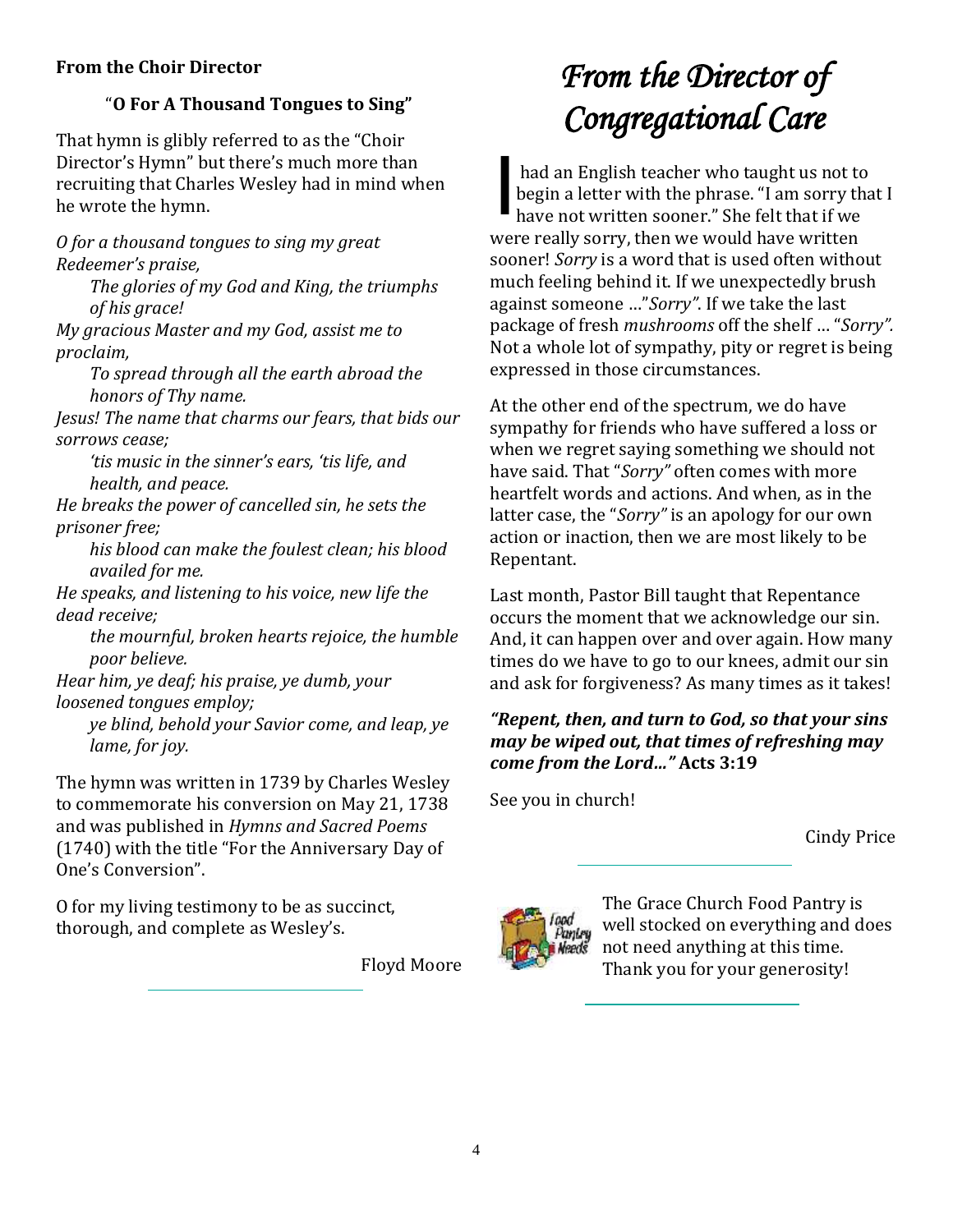**From the Choir Director**

"**O For A Thousand Tongues to Sing"**

That hymn is glibly referred to as the "Choir Director's Hymn" but there's much more than recruiting that Charles Wesley had in mind when he wrote the hymn.

*O for a thousand tongues to sing my great Redeemer's praise,*
*The glories of my God and King, the triumphs of his grace!*
*My gracious Master and my God, assist me to proclaim,*
*To spread through all the earth abroad the honors of Thy name.*
*Jesus! The name that charms our fears, that bids our sorrows cease;*
*'tis music in the sinner's ears, 'tis life, and health, and peace.*
*He breaks the power of cancelled sin, he sets the prisoner free;*
*his blood can make the foulest clean; his blood availed for me.*
*He speaks, and listening to his voice, new life the dead receive;*
*the mournful, broken hearts rejoice, the humble poor believe.*
*Hear him, ye deaf; his praise, ye dumb, your loosened tongues employ;*
*ye blind, behold your Savior come, and leap, ye lame, for joy.*

The hymn was written in 1739 by Charles Wesley to commemorate his conversion on May 21, 1738 and was published in *Hymns and Sacred Poems* (1740) with the title "For the Anniversary Day of One's Conversion".

O for my living testimony to be as succinct, thorough, and complete as Wesley's.

Floyd Moore

---

# *From the Director of Congregational Care*

I had an English teacher who taught us not to begin a letter with the phrase. "I am sorry that I have not written sooner." She felt that if we were really sorry, then we would have written sooner! *Sorry* is a word that is used often without much feeling behind it. If we unexpectedly brush against someone …"*Sorry"*. If we take the last package of fresh *mushrooms* off the shelf … "*Sorry".* Not a whole lot of sympathy, pity or regret is being expressed in those circumstances.

At the other end of the spectrum, we do have sympathy for friends who have suffered a loss or when we regret saying something we should not have said. That "*Sorry"* often comes with more heartfelt words and actions. And when, as in the latter case, the "*Sorry"* is an apology for our own action or inaction, then we are most likely to be Repentant.

Last month, Pastor Bill taught that Repentance occurs the moment that we acknowledge our sin. And, it can happen over and over again. How many times do we have to go to our knees, admit our sin and ask for forgiveness? As many times as it takes!

***"Repent, then, and turn to God, so that your sins may be wiped out, that times of refreshing may come from the Lord…"*** **Acts 3:19**

See you in church!

Cindy Price

---

The Grace Church Food Pantry is well stocked on everything and does not need anything at this time. Thank you for your generosity!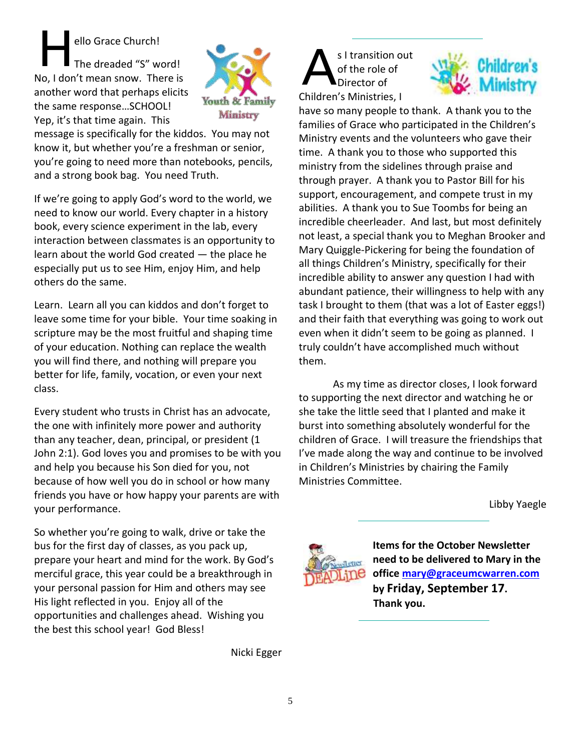Hello Grace Church!

The dreaded "S" word! No, I don't mean snow. There is another word that perhaps elicits the same response…SCHOOL! Yep, it's that time again. This message is specifically for the kiddos. You may not know it, but whether you're a freshman or senior, you're going to need more than notebooks, pencils, and a strong book bag. You need Truth.

If we're going to apply God's word to the world, we need to know our world. Every chapter in a history book, every science experiment in the lab, every interaction between classmates is an opportunity to learn about the world God created — the place he especially put us to see Him, enjoy Him, and help others do the same.

Learn. Learn all you can kiddos and don't forget to leave some time for your bible. Your time soaking in scripture may be the most fruitful and shaping time of your education. Nothing can replace the wealth you will find there, and nothing will prepare you better for life, family, vocation, or even your next class.

Every student who trusts in Christ has an advocate, the one with infinitely more power and authority than any teacher, dean, principal, or president (1 John 2:1). God loves you and promises to be with you and help you because his Son died for you, not because of how well you do in school or how many friends you have or how happy your parents are with your performance.

So whether you're going to walk, drive or take the bus for the first day of classes, as you pack up, prepare your heart and mind for the work. By God's merciful grace, this year could be a breakthrough in your personal passion for Him and others may see His light reflected in you. Enjoy all of the opportunities and challenges ahead. Wishing you the best this school year! God Bless!

Nicki Egger

---

As I transition out of the role of Director of Children's Ministries, I have so many people to thank. A thank you to the families of Grace who participated in the Children's Ministry events and the volunteers who gave their time. A thank you to those who supported this ministry from the sidelines through praise and through prayer. A thank you to Pastor Bill for his support, encouragement, and compete trust in my abilities. A thank you to Sue Toombs for being an incredible cheerleader. And last, but most definitely not least, a special thank you to Meghan Brooker and Mary Quiggle-Pickering for being the foundation of all things Children's Ministry, specifically for their incredible ability to answer any question I had with abundant patience, their willingness to help with any task I brought to them (that was a lot of Easter eggs!) and their faith that everything was going to work out even when it didn't seem to be going as planned. I truly couldn't have accomplished much without them.

As my time as director closes, I look forward to supporting the next director and watching he or she take the little seed that I planted and make it burst into something absolutely wonderful for the children of Grace. I will treasure the friendships that I've made along the way and continue to be involved in Children's Ministries by chairing the Family Ministries Committee.

Libby Yaegle

---

**Items for the October Newsletter need to be delivered to Mary in the office mary@graceumcwarren.com by Friday, September 17. Thank you.**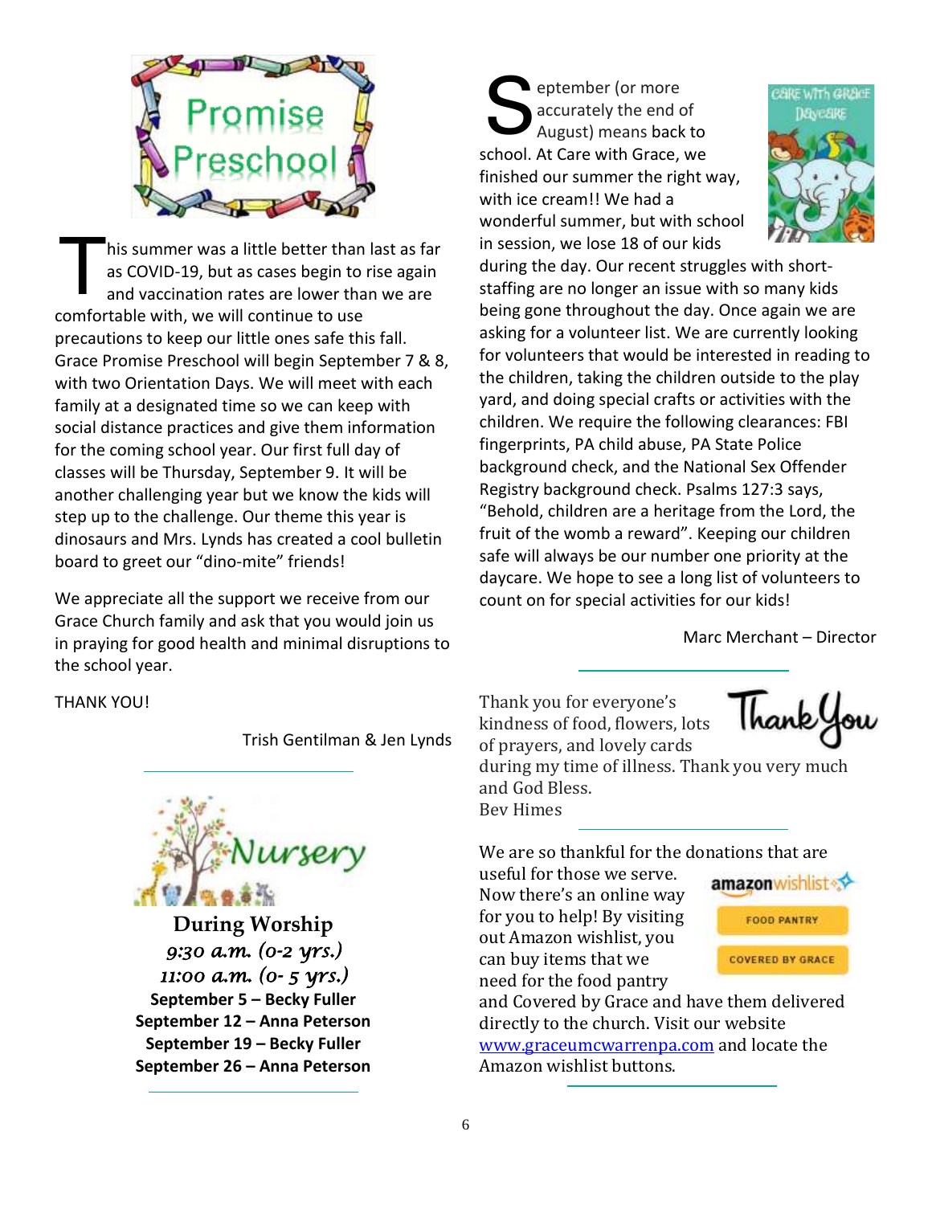# Promise Preschool

This summer was a little better than last as far as COVID-19, but as cases begin to rise again and vaccination rates are lower than we are comfortable with, we will continue to use precautions to keep our little ones safe this fall. Grace Promise Preschool will begin September 7 & 8, with two Orientation Days. We will meet with each family at a designated time so we can keep with social distance practices and give them information for the coming school year. Our first full day of classes will be Thursday, September 9. It will be another challenging year but we know the kids will step up to the challenge. Our theme this year is dinosaurs and Mrs. Lynds has created a cool bulletin board to greet our "dino-mite" friends!

We appreciate all the support we receive from our Grace Church family and ask that you would join us in praying for good health and minimal disruptions to the school year.

THANK YOU!

Trish Gentilman & Jen Lynds

---

# Nursery

**During Worship**

*9:30 a.m. (0-2 yrs.)*

*11:00 a.m. (0- 5 yrs.)*

**September 5 – Becky Fuller**
**September 12 – Anna Peterson**
**September 19 – Becky Fuller**
**September 26 – Anna Peterson**

---

# Care With Grace Daycare

September (or more accurately the end of August) means back to school. At Care with Grace, we finished our summer the right way, with ice cream!! We had a wonderful summer, but with school in session, we lose 18 of our kids during the day. Our recent struggles with short-staffing are no longer an issue with so many kids being gone throughout the day. Once again we are asking for a volunteer list. We are currently looking for volunteers that would be interested in reading to the children, taking the children outside to the play yard, and doing special crafts or activities with the children. We require the following clearances: FBI fingerprints, PA child abuse, PA State Police background check, and the National Sex Offender Registry background check. Psalms 127:3 says, "Behold, children are a heritage from the Lord, the fruit of the womb a reward". Keeping our children safe will always be our number one priority at the daycare. We hope to see a long list of volunteers to count on for special activities for our kids!

Marc Merchant – Director

---

## Thank You

Thank you for everyone's kindness of food, flowers, lots of prayers, and lovely cards during my time of illness. Thank you very much and God Bless.
Bev Himes

---

We are so thankful for the donations that are useful for those we serve. Now there's an online way for you to help! By visiting out Amazon wishlist, you can buy items that we need for the food pantry and Covered by Grace and have them delivered directly to the church. Visit our website www.graceumcwarrenpa.com and locate the Amazon wishlist buttons.

amazon wishlist
FOOD PANTRY
COVERED BY GRACE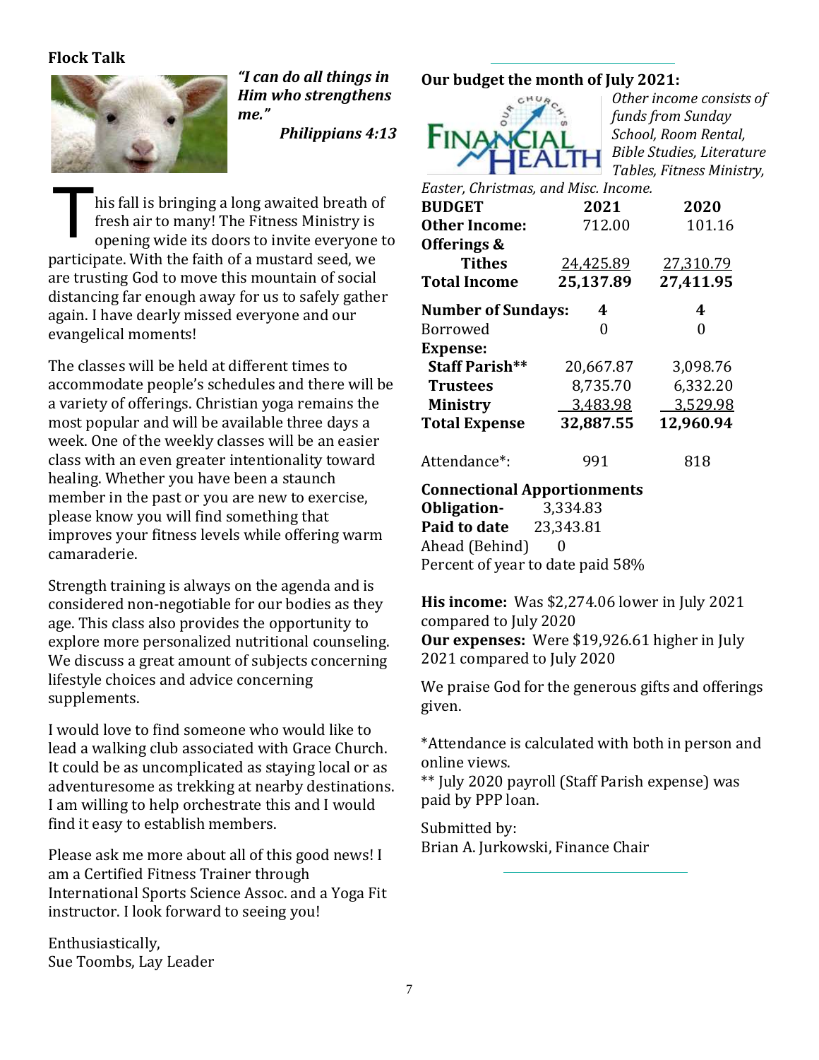## Flock Talk

***"I can do all things in Him who strengthens me."***
***Philippians 4:13***

This fall is bringing a long awaited breath of fresh air to many! The Fitness Ministry is opening wide its doors to invite everyone to participate. With the faith of a mustard seed, we are trusting God to move this mountain of social distancing far enough away for us to safely gather again. I have dearly missed everyone and our evangelical moments!

The classes will be held at different times to accommodate people's schedules and there will be a variety of offerings. Christian yoga remains the most popular and will be available three days a week. One of the weekly classes will be an easier class with an even greater intentionality toward healing. Whether you have been a staunch member in the past or you are new to exercise, please know you will find something that improves your fitness levels while offering warm camaraderie.

Strength training is always on the agenda and is considered non-negotiable for our bodies as they age. This class also provides the opportunity to explore more personalized nutritional counseling. We discuss a great amount of subjects concerning lifestyle choices and advice concerning supplements.

I would love to find someone who would like to lead a walking club associated with Grace Church. It could be as uncomplicated as staying local or as adventuresome as trekking at nearby destinations. I am willing to help orchestrate this and I would find it easy to establish members.

Please ask me more about all of this good news! I am a Certified Fitness Trainer through International Sports Science Assoc. and a Yoga Fit instructor. I look forward to seeing you!

Enthusiastically,
Sue Toombs, Lay Leader

## Our budget the month of July 2021:

*Other income consists of funds from Sunday School, Room Rental, Bible Studies, Literature Tables, Fitness Ministry, Easter, Christmas, and Misc. Income.*

| **BUDGET** | **2021** | **2020** |
|---|---|---|
| **Other Income:** | 712.00 | 101.16 |
| **Offerings & Tithes** | 24,425.89 | 27,310.79 |
| **Total Income** | **25,137.89** | **27,411.95** |
| **Number of Sundays:** | **4** | **4** |
| Borrowed | 0 | 0 |
| **Expense:** | | |
| **Staff Parish\*\*** | 20,667.87 | 3,098.76 |
| **Trustees** | 8,735.70 | 6,332.20 |
| **Ministry** | 3,483.98 | 3,529.98 |
| **Total Expense** | **32,887.55** | **12,960.94** |
| Attendance*: | 991 | 818 |

**Connectional Apportionments**
**Obligation-** 3,334.83
**Paid to date** 23,343.81
Ahead (Behind) 0
Percent of year to date paid 58%

**His income:** Was $2,274.06 lower in July 2021 compared to July 2020
**Our expenses:** Were $19,926.61 higher in July 2021 compared to July 2020

We praise God for the generous gifts and offerings given.

*Attendance is calculated with both in person and online views.
** July 2020 payroll (Staff Parish expense) was paid by PPP loan.

Submitted by:
Brian A. Jurkowski, Finance Chair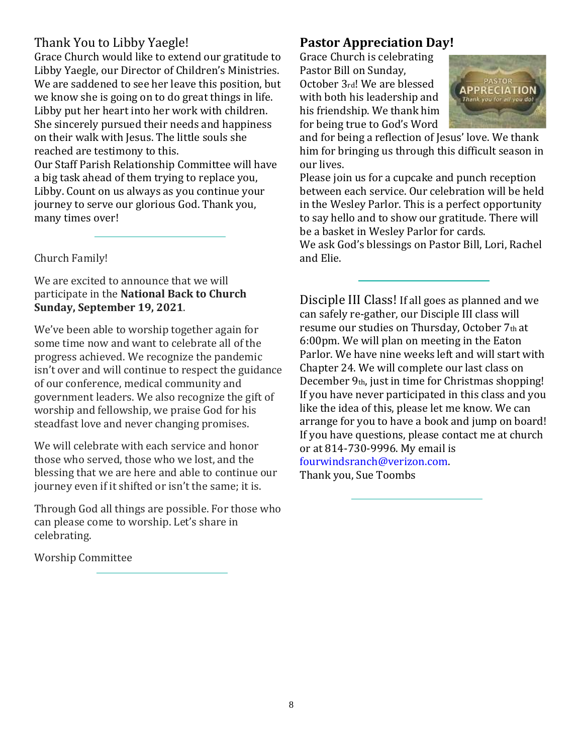## Thank You to Libby Yaegle!

Grace Church would like to extend our gratitude to Libby Yaegle, our Director of Children's Ministries. We are saddened to see her leave this position, but we know she is going on to do great things in life. Libby put her heart into her work with children. She sincerely pursued their needs and happiness on their walk with Jesus. The little souls she reached are testimony to this.

Our Staff Parish Relationship Committee will have a big task ahead of them trying to replace you, Libby. Count on us always as you continue your journey to serve our glorious God. Thank you, many times over!

---

Church Family!

We are excited to announce that we will participate in the **National Back to Church Sunday, September 19, 2021**.

We've been able to worship together again for some time now and want to celebrate all of the progress achieved. We recognize the pandemic isn't over and will continue to respect the guidance of our conference, medical community and government leaders. We also recognize the gift of worship and fellowship, we praise God for his steadfast love and never changing promises.

We will celebrate with each service and honor those who served, those who we lost, and the blessing that we are here and able to continue our journey even if it shifted or isn't the same; it is.

Through God all things are possible. For those who can please come to worship. Let's share in celebrating.

Worship Committee

---

## Pastor Appreciation Day!

Grace Church is celebrating Pastor Bill on Sunday, October 3rd! We are blessed with both his leadership and his friendship. We thank him for being true to God's Word and for being a reflection of Jesus' love. We thank him for bringing us through this difficult season in our lives.

Please join us for a cupcake and punch reception between each service. Our celebration will be held in the Wesley Parlor. This is a perfect opportunity to say hello and to show our gratitude. There will be a basket in Wesley Parlor for cards.

We ask God's blessings on Pastor Bill, Lori, Rachel and Elie.

---

## Disciple III Class!

If all goes as planned and we can safely re-gather, our Disciple III class will resume our studies on Thursday, October 7th at 6:00pm. We will plan on meeting in the Eaton Parlor. We have nine weeks left and will start with Chapter 24. We will complete our last class on December 9th, just in time for Christmas shopping! If you have never participated in this class and you like the idea of this, please let me know. We can arrange for you to have a book and jump on board! If you have questions, please contact me at church or at 814-730-9996. My email is fourwindsranch@verizon.com.

Thank you, Sue Toombs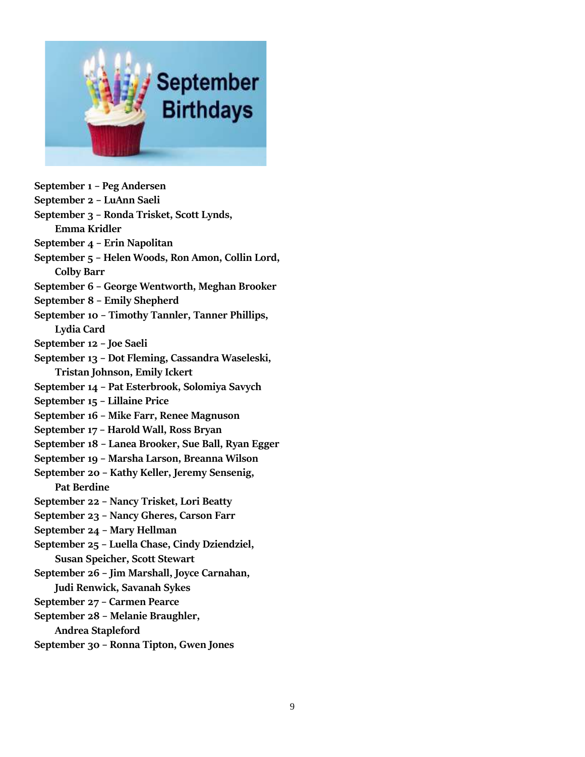# September Birthdays

**September 1 – Peg Andersen**
**September 2 – LuAnn Saeli**
**September 3 – Ronda Trisket, Scott Lynds, Emma Kridler**
**September 4 – Erin Napolitan**
**September 5 – Helen Woods, Ron Amon, Collin Lord, Colby Barr**
**September 6 – George Wentworth, Meghan Brooker**
**September 8 – Emily Shepherd**
**September 10 – Timothy Tannler, Tanner Phillips, Lydia Card**
**September 12 – Joe Saeli**
**September 13 – Dot Fleming, Cassandra Waseleski, Tristan Johnson, Emily Ickert**
**September 14 – Pat Esterbrook, Solomiya Savych**
**September 15 – Lillaine Price**
**September 16 – Mike Farr, Renee Magnuson**
**September 17 – Harold Wall, Ross Bryan**
**September 18 – Lanea Brooker, Sue Ball, Ryan Egger**
**September 19 – Marsha Larson, Breanna Wilson**
**September 20 – Kathy Keller, Jeremy Sensenig, Pat Berdine**
**September 22 – Nancy Trisket, Lori Beatty**
**September 23 – Nancy Gheres, Carson Farr**
**September 24 – Mary Hellman**
**September 25 – Luella Chase, Cindy Dziendziel, Susan Speicher, Scott Stewart**
**September 26 – Jim Marshall, Joyce Carnahan, Judi Renwick, Savanah Sykes**
**September 27 – Carmen Pearce**
**September 28 – Melanie Braughler, Andrea Stapleford**
**September 30 – Ronna Tipton, Gwen Jones**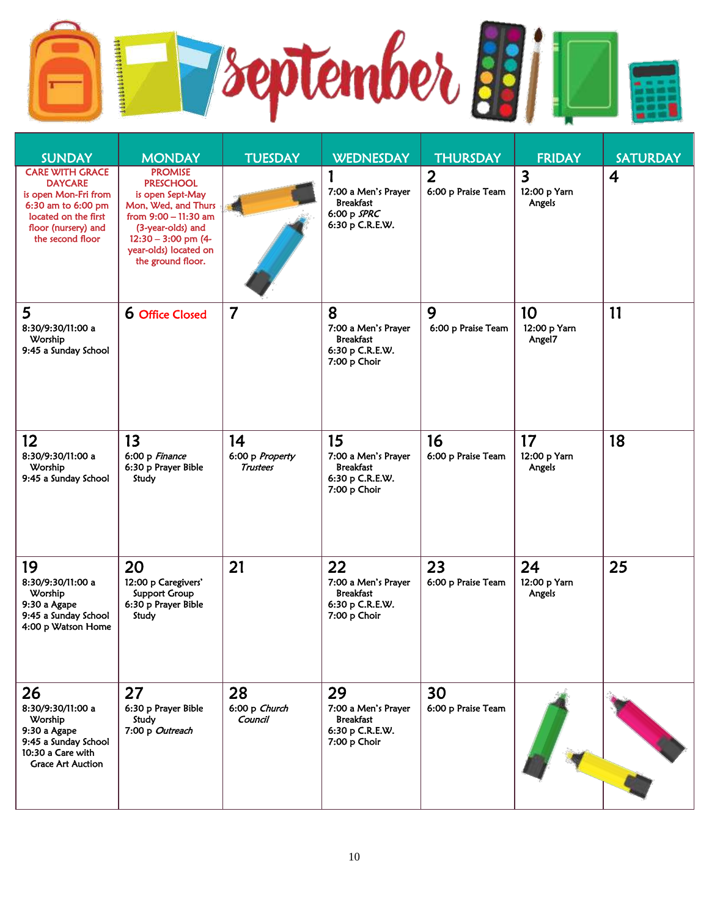# September

| SUNDAY | MONDAY | TUESDAY | WEDNESDAY | THURSDAY | FRIDAY | SATURDAY |
|---|---|---|---|---|---|---|
| CARE WITH GRACE DAYCARE is open Mon-Fri from 6:30 am to 6:00 pm located on the first floor (nursery) and the second floor | PROMISE PRESCHOOL is open Sept-May Mon, Wed, and Thurs from 9:00 – 11:30 am (3-year-olds) and 12:30 – 3:00 pm (4-year-olds) located on the ground floor. | | **1** 7:00 a Men's Prayer Breakfast 6:00 p *SPRC* 6:30 p C.R.E.W. | **2** 6:00 p Praise Team | **3** 12:00 p Yarn Angels | **4** |
| **5** 8:30/9:30/11:00 a Worship 9:45 a Sunday School | **6** Office Closed | **7** | **8** 7:00 a Men's Prayer Breakfast 6:30 p C.R.E.W. 7:00 p Choir | **9** 6:00 p Praise Team | **10** 12:00 p Yarn Angel7 | **11** |
| **12** 8:30/9:30/11:00 a Worship 9:45 a Sunday School | **13** 6:00 p *Finance* 6:30 p Prayer Bible Study | **14** 6:00 p *Property Trustees* | **15** 7:00 a Men's Prayer Breakfast 6:30 p C.R.E.W. 7:00 p Choir | **16** 6:00 p Praise Team | **17** 12:00 p Yarn Angels | **18** |
| **19** 8:30/9:30/11:00 a Worship 9:30 a Agape 9:45 a Sunday School 4:00 p Watson Home | **20** 12:00 p Caregivers' Support Group 6:30 p Prayer Bible Study | **21** | **22** 7:00 a Men's Prayer Breakfast 6:30 p C.R.E.W. 7:00 p Choir | **23** 6:00 p Praise Team | **24** 12:00 p Yarn Angels | **25** |
| **26** 8:30/9:30/11:00 a Worship 9:30 a Agape 9:45 a Sunday School 10:30 a Care with Grace Art Auction | **27** 6:30 p Prayer Bible Study 7:00 p *Outreach* | **28** 6:00 p *Church Council* | **29** 7:00 a Men's Prayer Breakfast 6:30 p C.R.E.W. 7:00 p Choir | **30** 6:00 p Praise Team | | |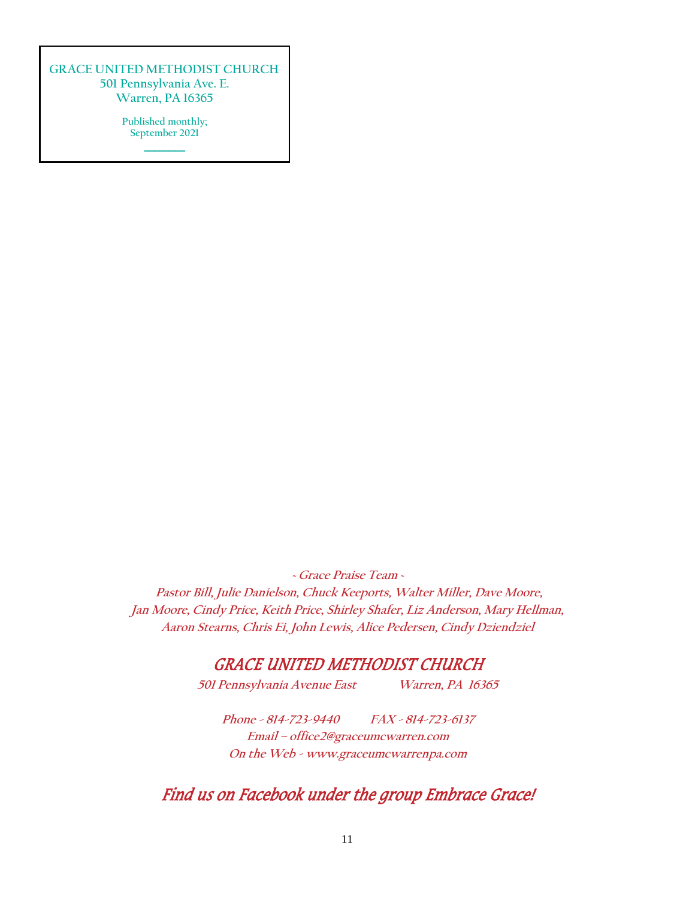GRACE UNITED METHODIST CHURCH
501 Pennsylvania Ave. E.
Warren, PA 16365

Published monthly;
September 2021

*~ Grace Praise Team ~*

*Pastor Bill, Julie Danielson, Chuck Keeports, Walter Miller, Dave Moore, Jan Moore, Cindy Price, Keith Price, Shirley Shafer, Liz Anderson, Mary Hellman, Aaron Stearns, Chris Ei, John Lewis, Alice Pedersen, Cindy Dziendziel*

## *GRACE UNITED METHODIST CHURCH*

*501 Pennsylvania Avenue East Warren, PA 16365*

*Phone - 814-723-9440 FAX - 814-723-6137*
*Email – office2@graceumcwarren.com*
*On the Web - www.graceumcwarrenpa.com*

## *Find us on Facebook under the group Embrace Grace!*